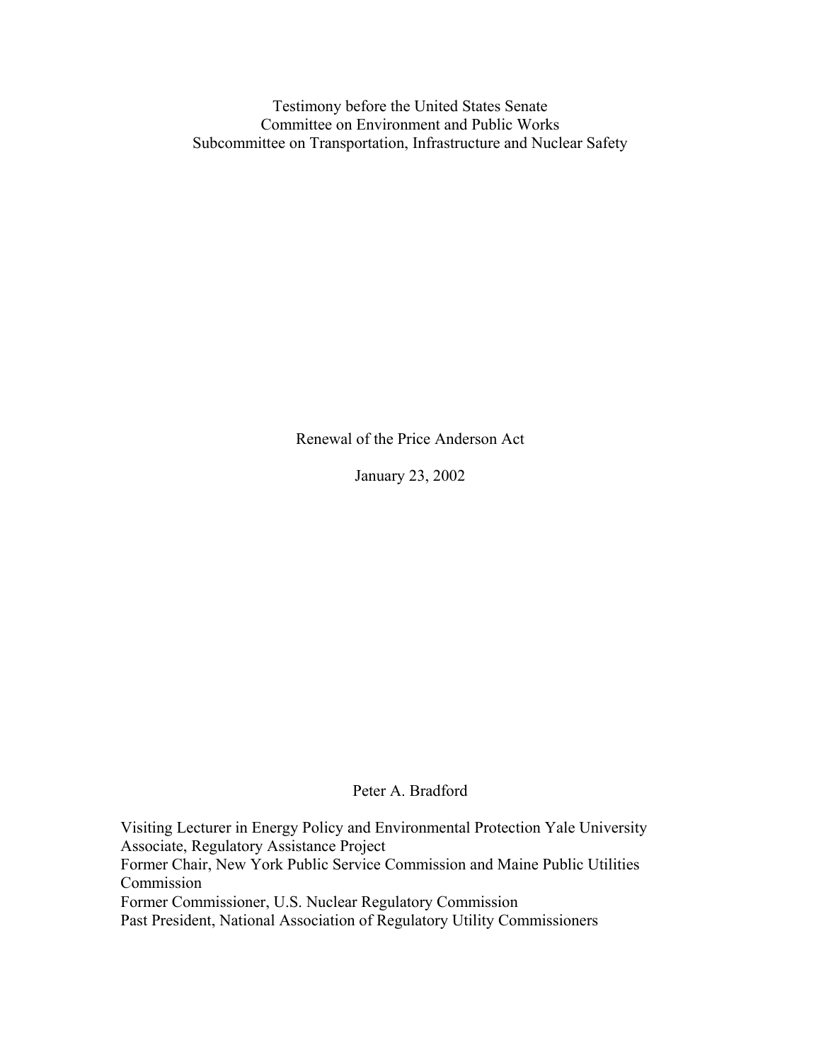Testimony before the United States Senate
Committee on Environment and Public Works
Subcommittee on Transportation, Infrastructure and Nuclear Safety

Renewal of the Price Anderson Act

January 23, 2002

Peter A. Bradford

Visiting Lecturer in Energy Policy and Environmental Protection Yale University
Associate, Regulatory Assistance Project
Former Chair, New York Public Service Commission and Maine Public Utilities Commission
Former Commissioner, U.S. Nuclear Regulatory Commission
Past President, National Association of Regulatory Utility Commissioners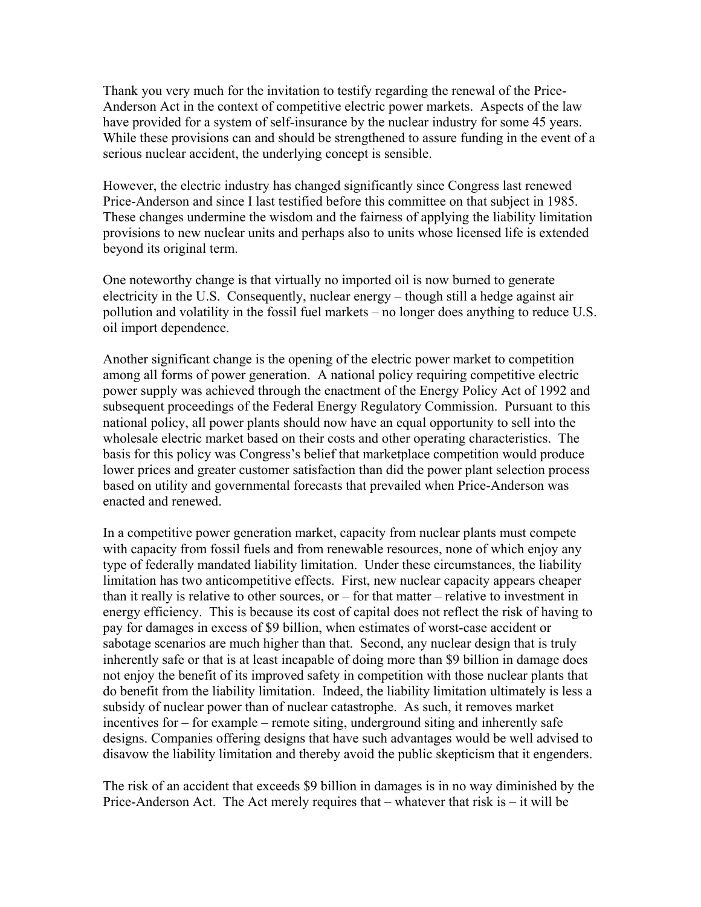Thank you very much for the invitation to testify regarding the renewal of the Price-Anderson Act in the context of competitive electric power markets. Aspects of the law have provided for a system of self-insurance by the nuclear industry for some 45 years. While these provisions can and should be strengthened to assure funding in the event of a serious nuclear accident, the underlying concept is sensible.

However, the electric industry has changed significantly since Congress last renewed Price-Anderson and since I last testified before this committee on that subject in 1985. These changes undermine the wisdom and the fairness of applying the liability limitation provisions to new nuclear units and perhaps also to units whose licensed life is extended beyond its original term.

One noteworthy change is that virtually no imported oil is now burned to generate electricity in the U.S. Consequently, nuclear energy – though still a hedge against air pollution and volatility in the fossil fuel markets – no longer does anything to reduce U.S. oil import dependence.

Another significant change is the opening of the electric power market to competition among all forms of power generation. A national policy requiring competitive electric power supply was achieved through the enactment of the Energy Policy Act of 1992 and subsequent proceedings of the Federal Energy Regulatory Commission. Pursuant to this national policy, all power plants should now have an equal opportunity to sell into the wholesale electric market based on their costs and other operating characteristics. The basis for this policy was Congress's belief that marketplace competition would produce lower prices and greater customer satisfaction than did the power plant selection process based on utility and governmental forecasts that prevailed when Price-Anderson was enacted and renewed.

In a competitive power generation market, capacity from nuclear plants must compete with capacity from fossil fuels and from renewable resources, none of which enjoy any type of federally mandated liability limitation. Under these circumstances, the liability limitation has two anticompetitive effects. First, new nuclear capacity appears cheaper than it really is relative to other sources, or – for that matter – relative to investment in energy efficiency. This is because its cost of capital does not reflect the risk of having to pay for damages in excess of $9 billion, when estimates of worst-case accident or sabotage scenarios are much higher than that. Second, any nuclear design that is truly inherently safe or that is at least incapable of doing more than $9 billion in damage does not enjoy the benefit of its improved safety in competition with those nuclear plants that do benefit from the liability limitation. Indeed, the liability limitation ultimately is less a subsidy of nuclear power than of nuclear catastrophe. As such, it removes market incentives for – for example – remote siting, underground siting and inherently safe designs. Companies offering designs that have such advantages would be well advised to disavow the liability limitation and thereby avoid the public skepticism that it engenders.

The risk of an accident that exceeds $9 billion in damages is in no way diminished by the Price-Anderson Act. The Act merely requires that – whatever that risk is – it will be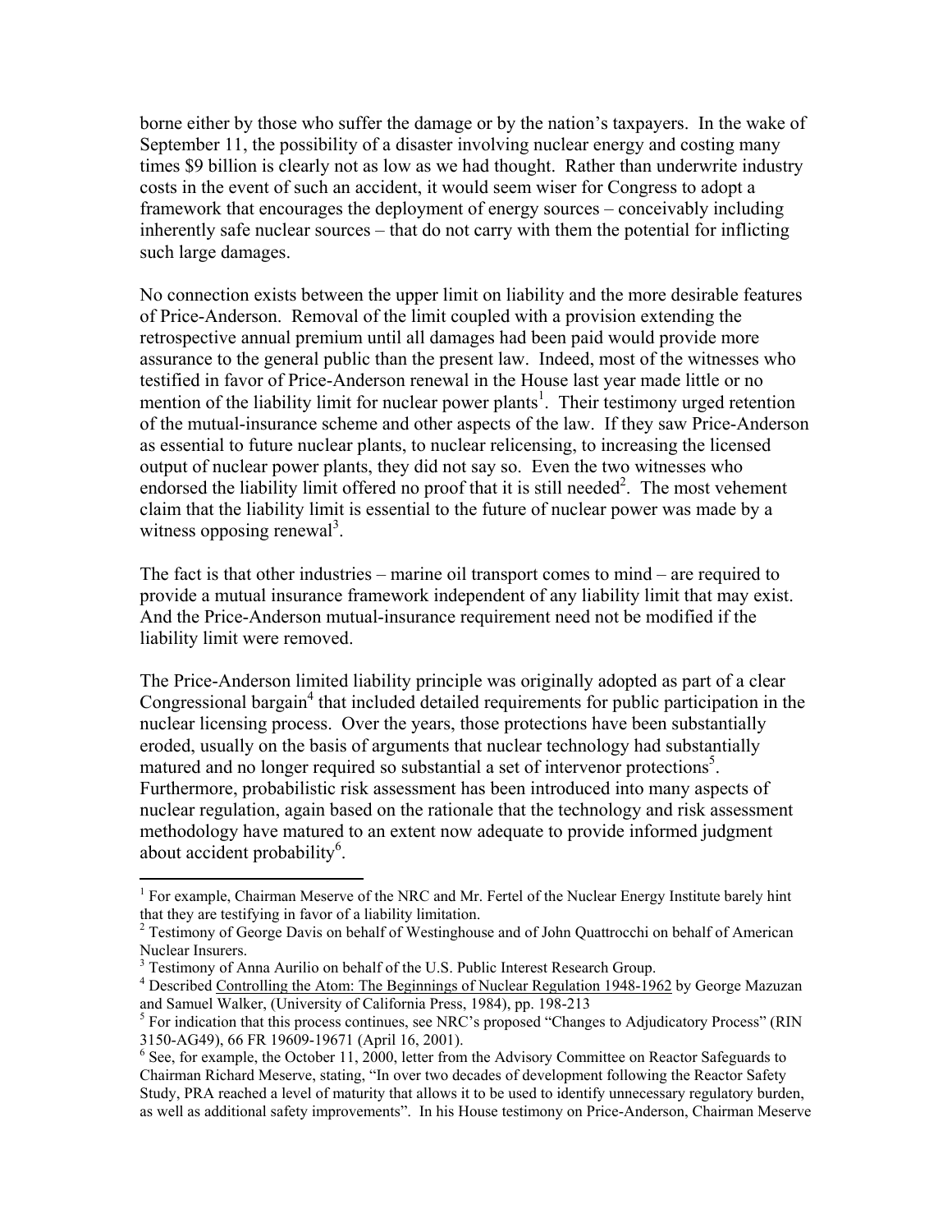borne either by those who suffer the damage or by the nation's taxpayers. In the wake of September 11, the possibility of a disaster involving nuclear energy and costing many times $9 billion is clearly not as low as we had thought. Rather than underwrite industry costs in the event of such an accident, it would seem wiser for Congress to adopt a framework that encourages the deployment of energy sources – conceivably including inherently safe nuclear sources – that do not carry with them the potential for inflicting such large damages.

No connection exists between the upper limit on liability and the more desirable features of Price-Anderson. Removal of the limit coupled with a provision extending the retrospective annual premium until all damages had been paid would provide more assurance to the general public than the present law. Indeed, most of the witnesses who testified in favor of Price-Anderson renewal in the House last year made little or no mention of the liability limit for nuclear power plants[1]. Their testimony urged retention of the mutual-insurance scheme and other aspects of the law. If they saw Price-Anderson as essential to future nuclear plants, to nuclear relicensing, to increasing the licensed output of nuclear power plants, they did not say so. Even the two witnesses who endorsed the liability limit offered no proof that it is still needed[2]. The most vehement claim that the liability limit is essential to the future of nuclear power was made by a witness opposing renewal[3].

The fact is that other industries – marine oil transport comes to mind – are required to provide a mutual insurance framework independent of any liability limit that may exist. And the Price-Anderson mutual-insurance requirement need not be modified if the liability limit were removed.

The Price-Anderson limited liability principle was originally adopted as part of a clear Congressional bargain[4] that included detailed requirements for public participation in the nuclear licensing process. Over the years, those protections have been substantially eroded, usually on the basis of arguments that nuclear technology had substantially matured and no longer required so substantial a set of intervenor protections[5]. Furthermore, probabilistic risk assessment has been introduced into many aspects of nuclear regulation, again based on the rationale that the technology and risk assessment methodology have matured to an extent now adequate to provide informed judgment about accident probability[6].

---

[1] For example, Chairman Meserve of the NRC and Mr. Fertel of the Nuclear Energy Institute barely hint that they are testifying in favor of a liability limitation.

[2] Testimony of George Davis on behalf of Westinghouse and of John Quattrocchi on behalf of American Nuclear Insurers.

[3] Testimony of Anna Aurilio on behalf of the U.S. Public Interest Research Group.

[4] Described Controlling the Atom: The Beginnings of Nuclear Regulation 1948-1962 by George Mazuzan and Samuel Walker, (University of California Press, 1984), pp. 198-213

[5] For indication that this process continues, see NRC's proposed "Changes to Adjudicatory Process" (RIN 3150-AG49), 66 FR 19609-19671 (April 16, 2001).

[6] See, for example, the October 11, 2000, letter from the Advisory Committee on Reactor Safeguards to Chairman Richard Meserve, stating, "In over two decades of development following the Reactor Safety Study, PRA reached a level of maturity that allows it to be used to identify unnecessary regulatory burden, as well as additional safety improvements". In his House testimony on Price-Anderson, Chairman Meserve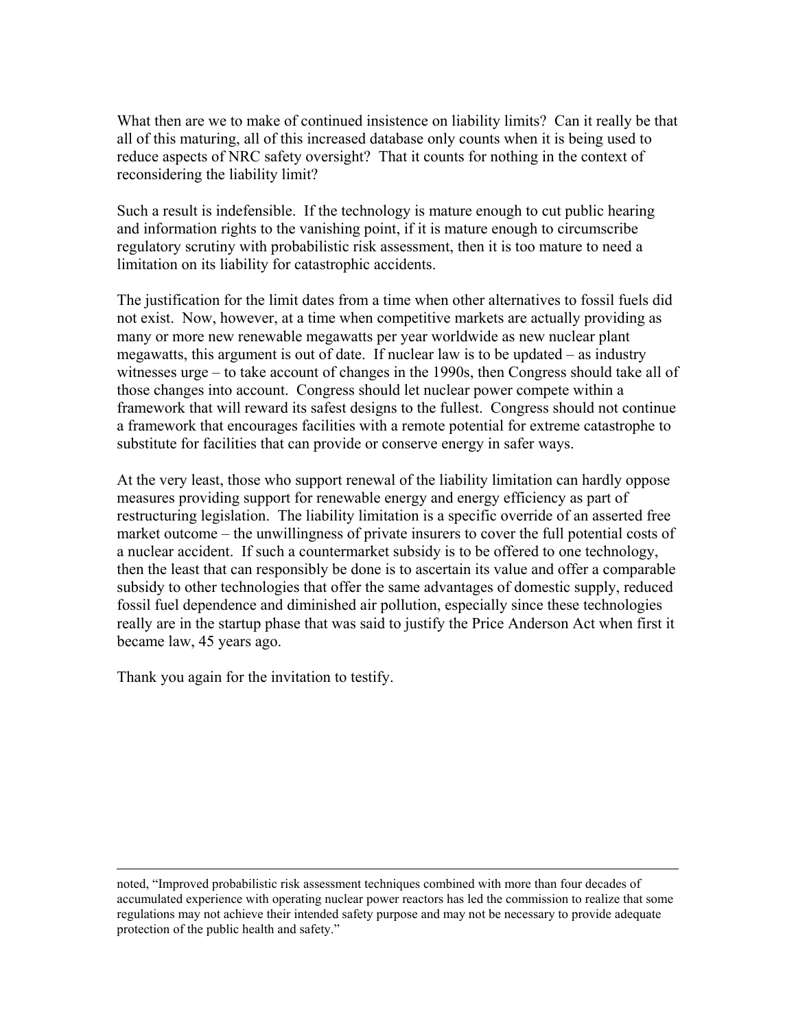What then are we to make of continued insistence on liability limits? Can it really be that all of this maturing, all of this increased database only counts when it is being used to reduce aspects of NRC safety oversight? That it counts for nothing in the context of reconsidering the liability limit?

Such a result is indefensible. If the technology is mature enough to cut public hearing and information rights to the vanishing point, if it is mature enough to circumscribe regulatory scrutiny with probabilistic risk assessment, then it is too mature to need a limitation on its liability for catastrophic accidents.

The justification for the limit dates from a time when other alternatives to fossil fuels did not exist. Now, however, at a time when competitive markets are actually providing as many or more new renewable megawatts per year worldwide as new nuclear plant megawatts, this argument is out of date. If nuclear law is to be updated – as industry witnesses urge – to take account of changes in the 1990s, then Congress should take all of those changes into account. Congress should let nuclear power compete within a framework that will reward its safest designs to the fullest. Congress should not continue a framework that encourages facilities with a remote potential for extreme catastrophe to substitute for facilities that can provide or conserve energy in safer ways.

At the very least, those who support renewal of the liability limitation can hardly oppose measures providing support for renewable energy and energy efficiency as part of restructuring legislation. The liability limitation is a specific override of an asserted free market outcome – the unwillingness of private insurers to cover the full potential costs of a nuclear accident. If such a countermarket subsidy is to be offered to one technology, then the least that can responsibly be done is to ascertain its value and offer a comparable subsidy to other technologies that offer the same advantages of domestic supply, reduced fossil fuel dependence and diminished air pollution, especially since these technologies really are in the startup phase that was said to justify the Price Anderson Act when first it became law, 45 years ago.

Thank you again for the invitation to testify.

---

noted, "Improved probabilistic risk assessment techniques combined with more than four decades of accumulated experience with operating nuclear power reactors has led the commission to realize that some regulations may not achieve their intended safety purpose and may not be necessary to provide adequate protection of the public health and safety."